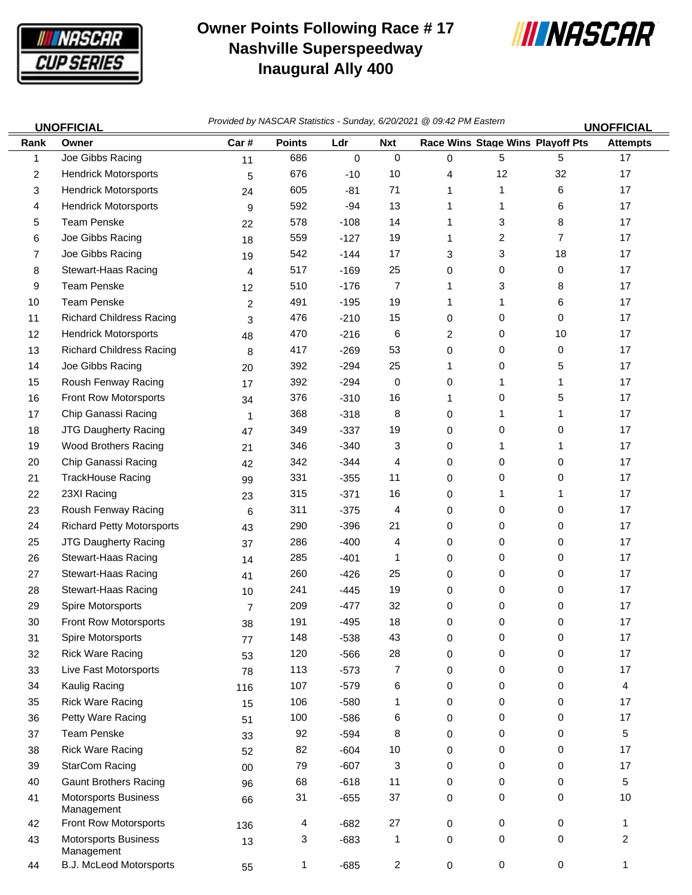# Owner Points Following Race # 17
## Nashville Superspeedway
## Inaugural Ally 400

**UNOFFICIAL** *Provided by NASCAR Statistics - Sunday, 6/20/2021 @ 09:42 PM Eastern* **UNOFFICIAL**

| Rank | Owner | Car # | Points | Ldr | Nxt | Race Wins | Stage Wins | Playoff Pts | Attempts |
|---|---|---|---|---|---|---|---|---|---|
| 1 | Joe Gibbs Racing | 11 | 686 | 0 | 0 | 0 | 5 | 5 | 17 |
| 2 | Hendrick Motorsports | 5 | 676 | -10 | 10 | 4 | 12 | 32 | 17 |
| 3 | Hendrick Motorsports | 24 | 605 | -81 | 71 | 1 | 1 | 6 | 17 |
| 4 | Hendrick Motorsports | 9 | 592 | -94 | 13 | 1 | 1 | 6 | 17 |
| 5 | Team Penske | 22 | 578 | -108 | 14 | 1 | 3 | 8 | 17 |
| 6 | Joe Gibbs Racing | 18 | 559 | -127 | 19 | 1 | 2 | 7 | 17 |
| 7 | Joe Gibbs Racing | 19 | 542 | -144 | 17 | 3 | 3 | 18 | 17 |
| 8 | Stewart-Haas Racing | 4 | 517 | -169 | 25 | 0 | 0 | 0 | 17 |
| 9 | Team Penske | 12 | 510 | -176 | 7 | 1 | 3 | 8 | 17 |
| 10 | Team Penske | 2 | 491 | -195 | 19 | 1 | 1 | 6 | 17 |
| 11 | Richard Childress Racing | 3 | 476 | -210 | 15 | 0 | 0 | 0 | 17 |
| 12 | Hendrick Motorsports | 48 | 470 | -216 | 6 | 2 | 0 | 10 | 17 |
| 13 | Richard Childress Racing | 8 | 417 | -269 | 53 | 0 | 0 | 0 | 17 |
| 14 | Joe Gibbs Racing | 20 | 392 | -294 | 25 | 1 | 0 | 5 | 17 |
| 15 | Roush Fenway Racing | 17 | 392 | -294 | 0 | 0 | 1 | 1 | 17 |
| 16 | Front Row Motorsports | 34 | 376 | -310 | 16 | 1 | 0 | 5 | 17 |
| 17 | Chip Ganassi Racing | 1 | 368 | -318 | 8 | 0 | 1 | 1 | 17 |
| 18 | JTG Daugherty Racing | 47 | 349 | -337 | 19 | 0 | 0 | 0 | 17 |
| 19 | Wood Brothers Racing | 21 | 346 | -340 | 3 | 0 | 1 | 1 | 17 |
| 20 | Chip Ganassi Racing | 42 | 342 | -344 | 4 | 0 | 0 | 0 | 17 |
| 21 | TrackHouse Racing | 99 | 331 | -355 | 11 | 0 | 0 | 0 | 17 |
| 22 | 23XI Racing | 23 | 315 | -371 | 16 | 0 | 1 | 1 | 17 |
| 23 | Roush Fenway Racing | 6 | 311 | -375 | 4 | 0 | 0 | 0 | 17 |
| 24 | Richard Petty Motorsports | 43 | 290 | -396 | 21 | 0 | 0 | 0 | 17 |
| 25 | JTG Daugherty Racing | 37 | 286 | -400 | 4 | 0 | 0 | 0 | 17 |
| 26 | Stewart-Haas Racing | 14 | 285 | -401 | 1 | 0 | 0 | 0 | 17 |
| 27 | Stewart-Haas Racing | 41 | 260 | -426 | 25 | 0 | 0 | 0 | 17 |
| 28 | Stewart-Haas Racing | 10 | 241 | -445 | 19 | 0 | 0 | 0 | 17 |
| 29 | Spire Motorsports | 7 | 209 | -477 | 32 | 0 | 0 | 0 | 17 |
| 30 | Front Row Motorsports | 38 | 191 | -495 | 18 | 0 | 0 | 0 | 17 |
| 31 | Spire Motorsports | 77 | 148 | -538 | 43 | 0 | 0 | 0 | 17 |
| 32 | Rick Ware Racing | 53 | 120 | -566 | 28 | 0 | 0 | 0 | 17 |
| 33 | Live Fast Motorsports | 78 | 113 | -573 | 7 | 0 | 0 | 0 | 17 |
| 34 | Kaulig Racing | 116 | 107 | -579 | 6 | 0 | 0 | 0 | 4 |
| 35 | Rick Ware Racing | 15 | 106 | -580 | 1 | 0 | 0 | 0 | 17 |
| 36 | Petty Ware Racing | 51 | 100 | -586 | 6 | 0 | 0 | 0 | 17 |
| 37 | Team Penske | 33 | 92 | -594 | 8 | 0 | 0 | 0 | 5 |
| 38 | Rick Ware Racing | 52 | 82 | -604 | 10 | 0 | 0 | 0 | 17 |
| 39 | StarCom Racing | 00 | 79 | -607 | 3 | 0 | 0 | 0 | 17 |
| 40 | Gaunt Brothers Racing | 96 | 68 | -618 | 11 | 0 | 0 | 0 | 5 |
| 41 | Motorsports Business Management | 66 | 31 | -655 | 37 | 0 | 0 | 0 | 10 |
| 42 | Front Row Motorsports | 136 | 4 | -682 | 27 | 0 | 0 | 0 | 1 |
| 43 | Motorsports Business Management | 13 | 3 | -683 | 1 | 0 | 0 | 0 | 2 |
| 44 | B.J. McLeod Motorsports | 55 | 1 | -685 | 2 | 0 | 0 | 0 | 1 |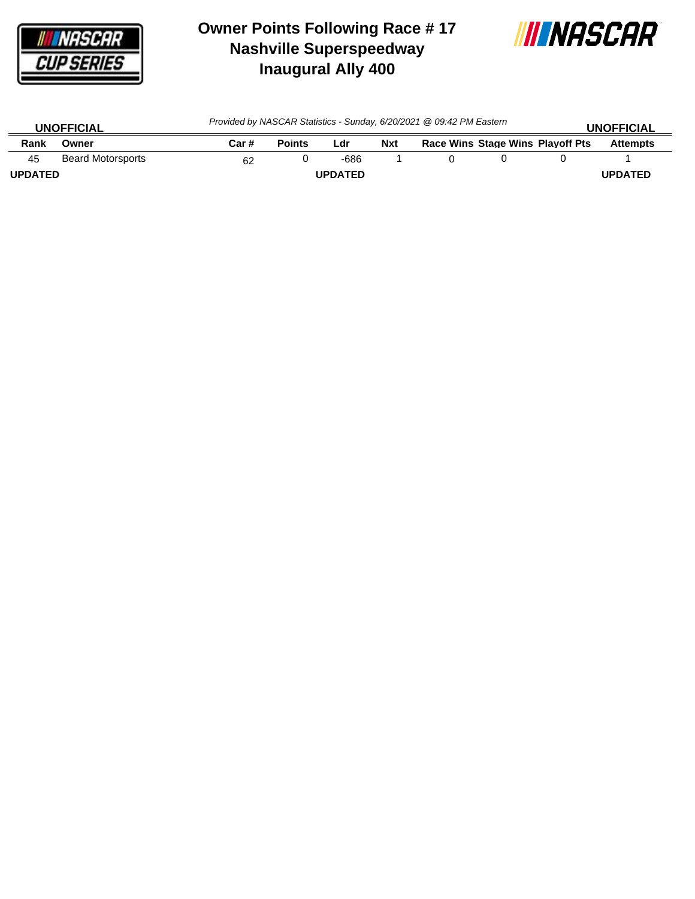# Owner Points Following Race # 17
## Nashville Superspeedway
## Inaugural Ally 400

**UNOFFICIAL** *Provided by NASCAR Statistics - Sunday, 6/20/2021 @ 09:42 PM Eastern* **UNOFFICIAL**

| Rank | Owner | Car # | Points | Ldr | Nxt | Race Wins | Stage Wins | Playoff Pts | Attempts |
|---|---|---|---|---|---|---|---|---|---|
| 45 | Beard Motorsports | 62 | 0 | -686 | 1 | 0 | 0 | 0 | 1 |

**UPDATED** **UPDATED** **UPDATED**